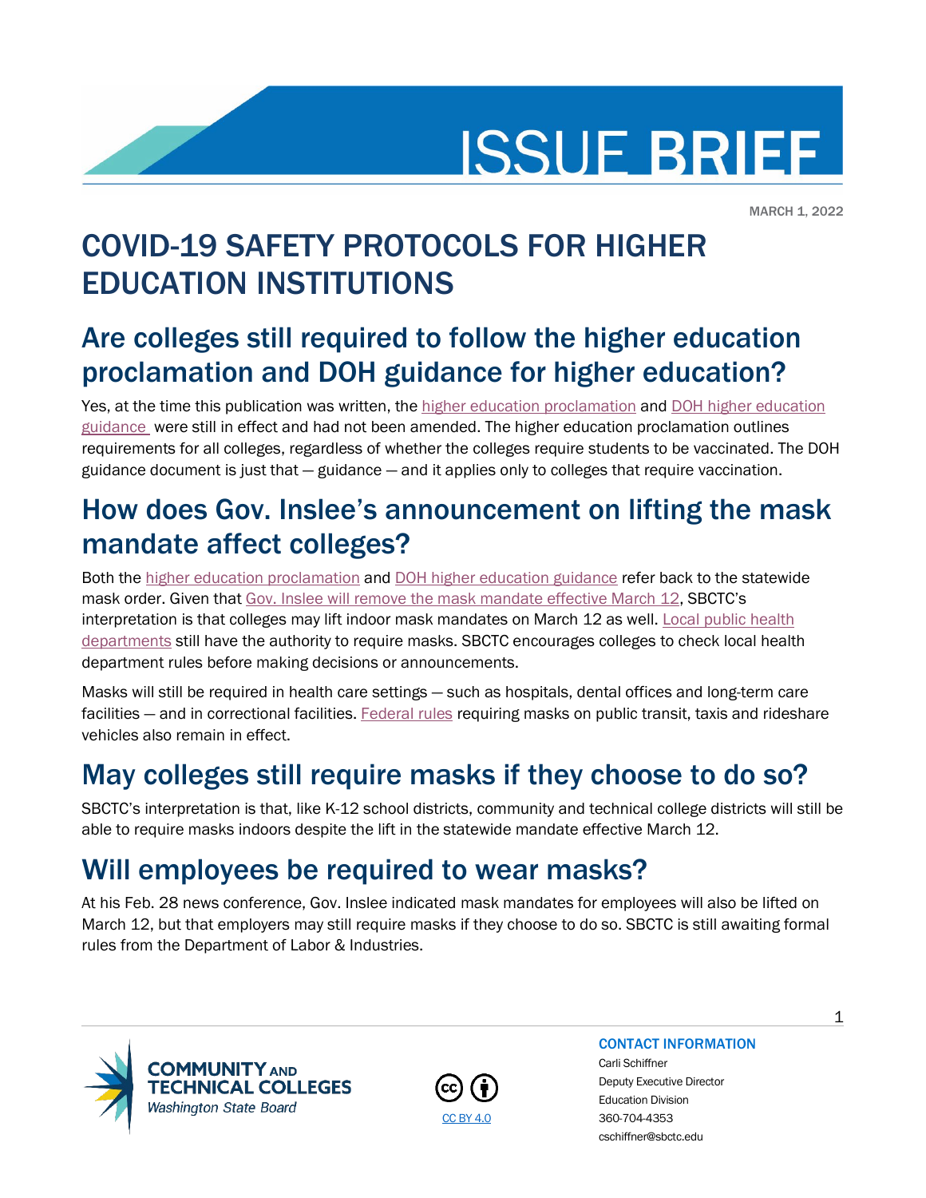# ISSUE BRIEF

MARCH 1, 2022

# COVID-19 SAFETY PROTOCOLS FOR HIGHER EDUCATION INSTITUTIONS

## Are colleges still required to follow the higher education proclamation and DOH guidance for higher education?

Yes, at the time this publication was written, the higher education proclamation and DOH higher education guidance were still in effect and had not been amended. The higher education proclamation outlines requirements for all colleges, regardless of whether the colleges require students to be vaccinated. The DOH guidance document is just that — guidance — and it applies only to colleges that require vaccination.

## How does Gov. Inslee's announcement on lifting the mask mandate affect colleges?

Both the higher education proclamation and DOH higher education guidance refer back to the statewide mask order. Given that Gov. Inslee will remove the mask mandate effective March 12, SBCTC's interpretation is that colleges may lift indoor mask mandates on March 12 as well. Local public health departments still have the authority to require masks. SBCTC encourages colleges to check local health department rules before making decisions or announcements.

Masks will still be required in health care settings — such as hospitals, dental offices and long-term care facilities — and in correctional facilities. Federal rules requiring masks on public transit, taxis and rideshare vehicles also remain in effect.

## May colleges still require masks if they choose to do so?

SBCTC's interpretation is that, like K-12 school districts, community and technical college districts will still be able to require masks indoors despite the lift in the statewide mandate effective March 12.

## Will employees be required to wear masks?

At his Feb. 28 news conference, Gov. Inslee indicated mask mandates for employees will also be lifted on March 12, but that employers may still require masks if they choose to do so. SBCTC is still awaiting formal rules from the Department of Labor & Industries.

COMMUNITY AND TECHNICAL COLLEGES
*Washington State Board*

CC BY 4.0

**CONTACT INFORMATION**

Carli Schiffner
Deputy Executive Director
Education Division
360-704-4353
cschiffner@sbctc.edu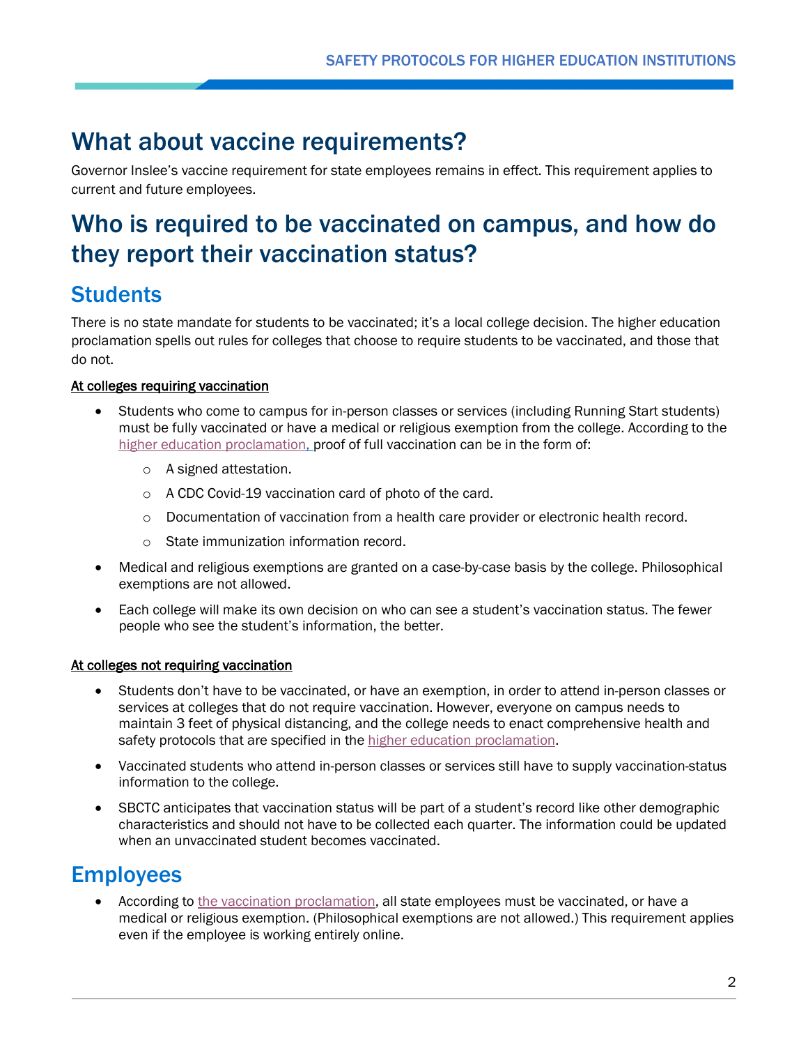# What about vaccine requirements?

Governor Inslee's vaccine requirement for state employees remains in effect. This requirement applies to current and future employees.

# Who is required to be vaccinated on campus, and how do they report their vaccination status?

## Students

There is no state mandate for students to be vaccinated; it's a local college decision. The higher education proclamation spells out rules for colleges that choose to require students to be vaccinated, and those that do not.

**At colleges requiring vaccination**

- Students who come to campus for in-person classes or services (including Running Start students) must be fully vaccinated or have a medical or religious exemption from the college. According to the higher education proclamation, proof of full vaccination can be in the form of:
  - A signed attestation.
  - A CDC Covid-19 vaccination card of photo of the card.
  - Documentation of vaccination from a health care provider or electronic health record.
  - State immunization information record.
- Medical and religious exemptions are granted on a case-by-case basis by the college. Philosophical exemptions are not allowed.
- Each college will make its own decision on who can see a student's vaccination status. The fewer people who see the student's information, the better.

**At colleges not requiring vaccination**

- Students don't have to be vaccinated, or have an exemption, in order to attend in-person classes or services at colleges that do not require vaccination. However, everyone on campus needs to maintain 3 feet of physical distancing, and the college needs to enact comprehensive health and safety protocols that are specified in the higher education proclamation.
- Vaccinated students who attend in-person classes or services still have to supply vaccination-status information to the college.
- SBCTC anticipates that vaccination status will be part of a student's record like other demographic characteristics and should not have to be collected each quarter. The information could be updated when an unvaccinated student becomes vaccinated.

## Employees

- According to the vaccination proclamation, all state employees must be vaccinated, or have a medical or religious exemption. (Philosophical exemptions are not allowed.) This requirement applies even if the employee is working entirely online.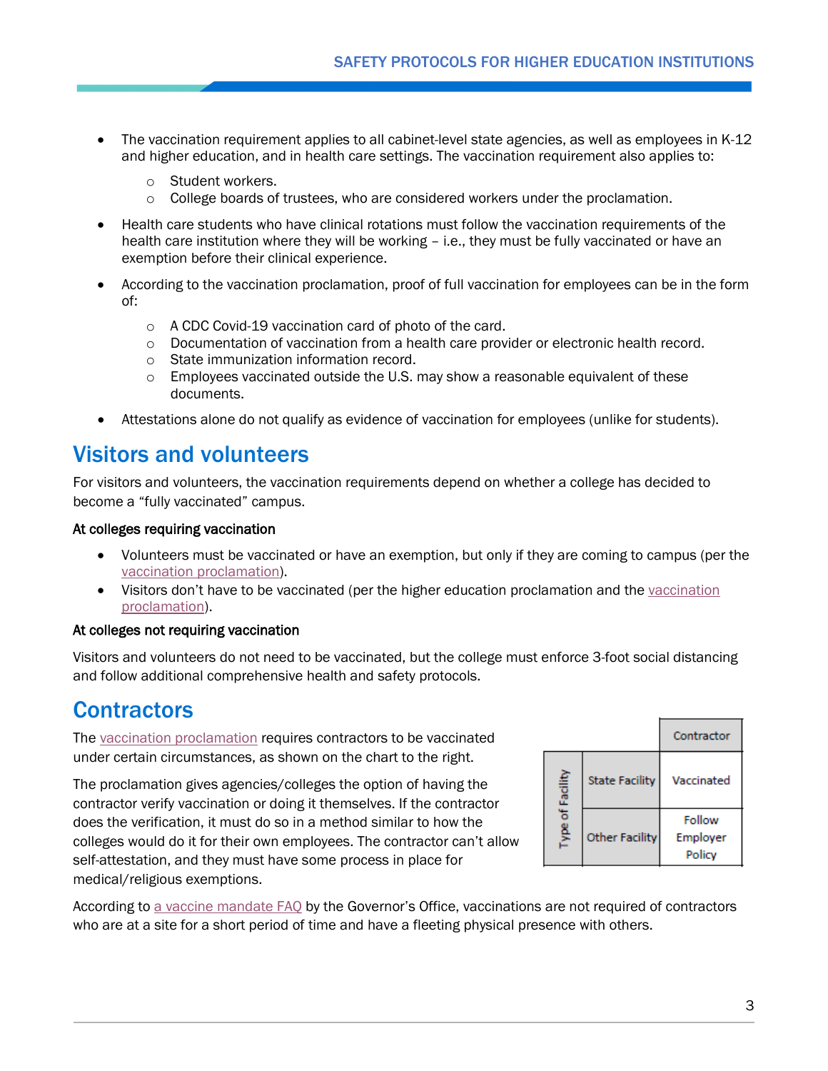- The vaccination requirement applies to all cabinet-level state agencies, as well as employees in K-12 and higher education, and in health care settings. The vaccination requirement also applies to:
  - Student workers.
  - College boards of trustees, who are considered workers under the proclamation.
- Health care students who have clinical rotations must follow the vaccination requirements of the health care institution where they will be working – i.e., they must be fully vaccinated or have an exemption before their clinical experience.
- According to the vaccination proclamation, proof of full vaccination for employees can be in the form of:
  - A CDC Covid-19 vaccination card of photo of the card.
  - Documentation of vaccination from a health care provider or electronic health record.
  - State immunization information record.
  - Employees vaccinated outside the U.S. may show a reasonable equivalent of these documents.
- Attestations alone do not qualify as evidence of vaccination for employees (unlike for students).

## Visitors and volunteers

For visitors and volunteers, the vaccination requirements depend on whether a college has decided to become a "fully vaccinated" campus.

**At colleges requiring vaccination**

- Volunteers must be vaccinated or have an exemption, but only if they are coming to campus (per the vaccination proclamation).
- Visitors don't have to be vaccinated (per the higher education proclamation and the vaccination proclamation).

**At colleges not requiring vaccination**

Visitors and volunteers do not need to be vaccinated, but the college must enforce 3-foot social distancing and follow additional comprehensive health and safety protocols.

## Contractors

The vaccination proclamation requires contractors to be vaccinated under certain circumstances, as shown on the chart to the right.

The proclamation gives agencies/colleges the option of having the contractor verify vaccination or doing it themselves. If the contractor does the verification, it must do so in a method similar to how the colleges would do it for their own employees. The contractor can't allow self-attestation, and they must have some process in place for medical/religious exemptions.

| Type of Facility | | Contractor |
|---|---|---|
| | State Facility | Vaccinated |
| | Other Facility | Follow Employer Policy |

According to a vaccine mandate FAQ by the Governor's Office, vaccinations are not required of contractors who are at a site for a short period of time and have a fleeting physical presence with others.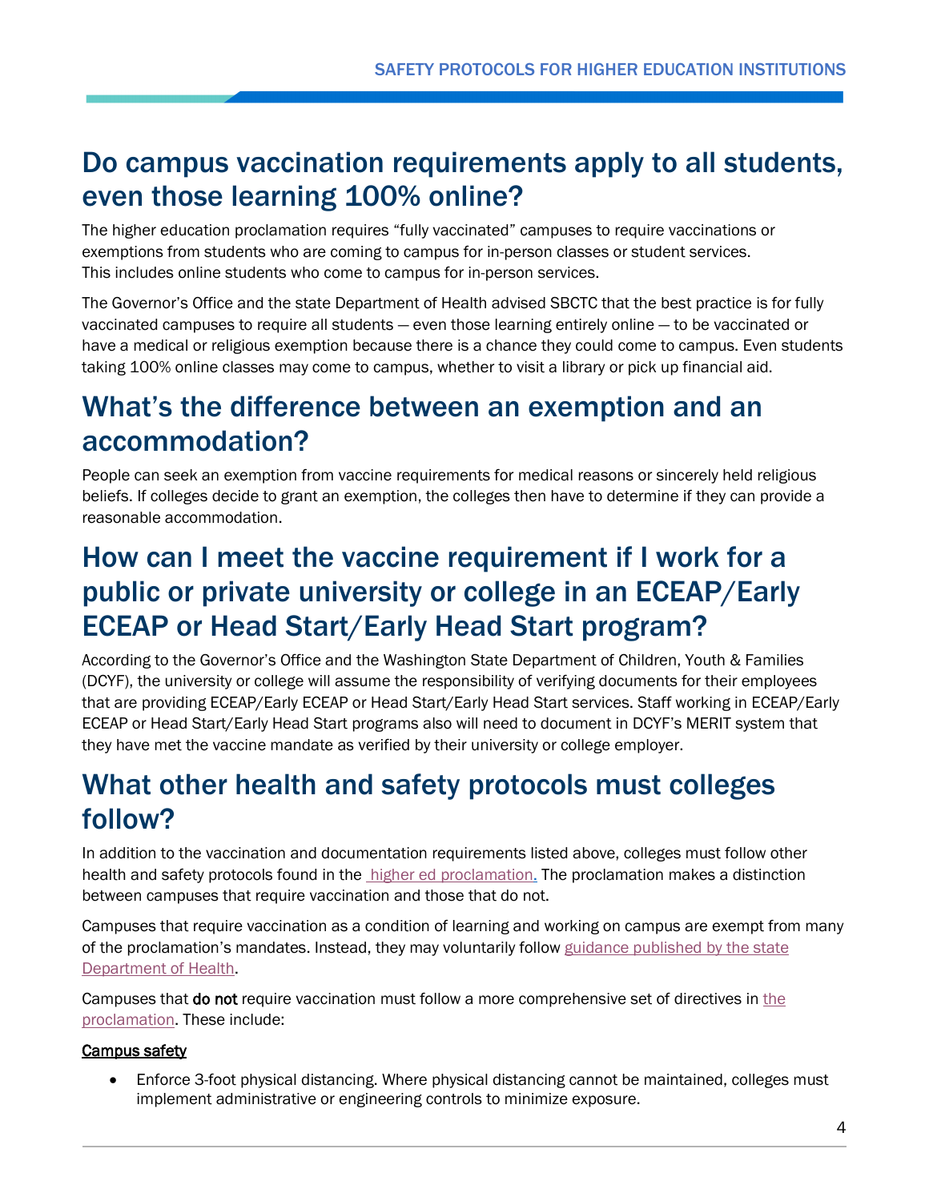## Do campus vaccination requirements apply to all students, even those learning 100% online?

The higher education proclamation requires "fully vaccinated" campuses to require vaccinations or exemptions from students who are coming to campus for in-person classes or student services. This includes online students who come to campus for in-person services.

The Governor's Office and the state Department of Health advised SBCTC that the best practice is for fully vaccinated campuses to require all students — even those learning entirely online — to be vaccinated or have a medical or religious exemption because there is a chance they could come to campus. Even students taking 100% online classes may come to campus, whether to visit a library or pick up financial aid.

## What's the difference between an exemption and an accommodation?

People can seek an exemption from vaccine requirements for medical reasons or sincerely held religious beliefs. If colleges decide to grant an exemption, the colleges then have to determine if they can provide a reasonable accommodation.

## How can I meet the vaccine requirement if I work for a public or private university or college in an ECEAP/Early ECEAP or Head Start/Early Head Start program?

According to the Governor's Office and the Washington State Department of Children, Youth & Families (DCYF), the university or college will assume the responsibility of verifying documents for their employees that are providing ECEAP/Early ECEAP or Head Start/Early Head Start services. Staff working in ECEAP/Early ECEAP or Head Start/Early Head Start programs also will need to document in DCYF's MERIT system that they have met the vaccine mandate as verified by their university or college employer.

## What other health and safety protocols must colleges follow?

In addition to the vaccination and documentation requirements listed above, colleges must follow other health and safety protocols found in the higher ed proclamation. The proclamation makes a distinction between campuses that require vaccination and those that do not.

Campuses that require vaccination as a condition of learning and working on campus are exempt from many of the proclamation's mandates. Instead, they may voluntarily follow guidance published by the state Department of Health.

Campuses that **do not** require vaccination must follow a more comprehensive set of directives in the proclamation. These include:

**Campus safety**

- Enforce 3-foot physical distancing. Where physical distancing cannot be maintained, colleges must implement administrative or engineering controls to minimize exposure.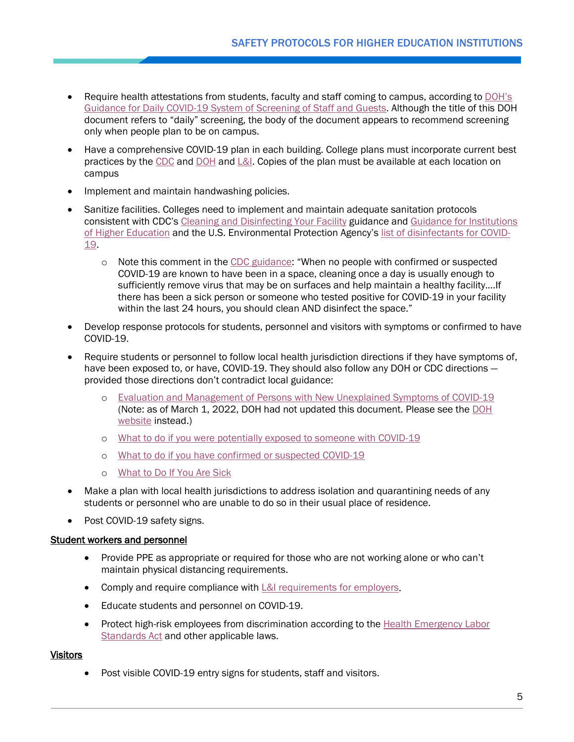- Require health attestations from students, faculty and staff coming to campus, according to DOH's Guidance for Daily COVID-19 System of Screening of Staff and Guests. Although the title of this DOH document refers to "daily" screening, the body of the document appears to recommend screening only when people plan to be on campus.
- Have a comprehensive COVID-19 plan in each building. College plans must incorporate current best practices by the CDC and DOH and L&I. Copies of the plan must be available at each location on campus
- Implement and maintain handwashing policies.
- Sanitize facilities. Colleges need to implement and maintain adequate sanitation protocols consistent with CDC's Cleaning and Disinfecting Your Facility guidance and Guidance for Institutions of Higher Education and the U.S. Environmental Protection Agency's list of disinfectants for COVID-19.
    - Note this comment in the CDC guidance: "When no people with confirmed or suspected COVID-19 are known to have been in a space, cleaning once a day is usually enough to sufficiently remove virus that may be on surfaces and help maintain a healthy facility….If there has been a sick person or someone who tested positive for COVID-19 in your facility within the last 24 hours, you should clean AND disinfect the space."
- Develop response protocols for students, personnel and visitors with symptoms or confirmed to have COVID-19.
- Require students or personnel to follow local health jurisdiction directions if they have symptoms of, have been exposed to, or have, COVID-19. They should also follow any DOH or CDC directions — provided those directions don't contradict local guidance:
    - Evaluation and Management of Persons with New Unexplained Symptoms of COVID-19 (Note: as of March 1, 2022, DOH had not updated this document. Please see the DOH website instead.)
    - What to do if you were potentially exposed to someone with COVID-19
    - What to do if you have confirmed or suspected COVID-19
    - What to Do If You Are Sick
- Make a plan with local health jurisdictions to address isolation and quarantining needs of any students or personnel who are unable to do so in their usual place of residence.
- Post COVID-19 safety signs.

<u>Student workers and personnel</u>

- Provide PPE as appropriate or required for those who are not working alone or who can't maintain physical distancing requirements.
- Comply and require compliance with L&I requirements for employers.
- Educate students and personnel on COVID-19.
- Protect high-risk employees from discrimination according to the Health Emergency Labor Standards Act and other applicable laws.

<u>Visitors</u>

- Post visible COVID-19 entry signs for students, staff and visitors.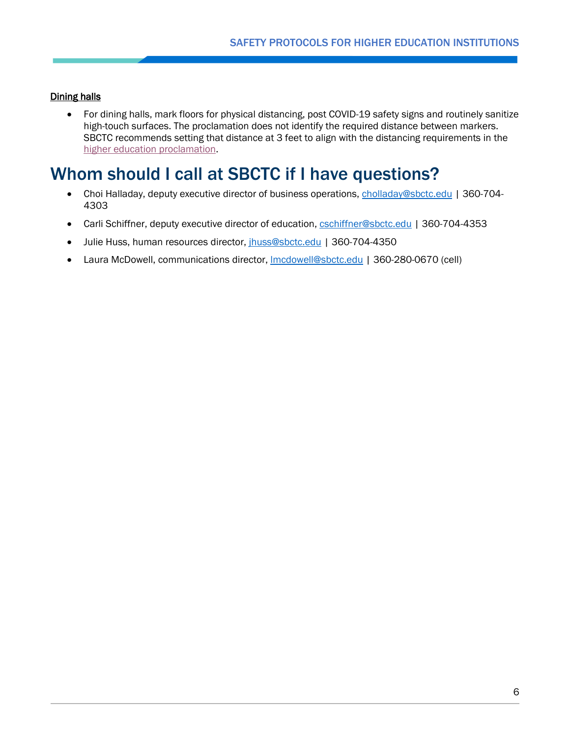**Dining halls**

- For dining halls, mark floors for physical distancing, post COVID-19 safety signs and routinely sanitize high-touch surfaces. The proclamation does not identify the required distance between markers. SBCTC recommends setting that distance at 3 feet to align with the distancing requirements in the higher education proclamation.

# Whom should I call at SBCTC if I have questions?

- Choi Halladay, deputy executive director of business operations, cholladay@sbctc.edu | 360-704-4303
- Carli Schiffner, deputy executive director of education, cschiffner@sbctc.edu | 360-704-4353
- Julie Huss, human resources director, jhuss@sbctc.edu | 360-704-4350
- Laura McDowell, communications director, lmcdowell@sbctc.edu | 360-280-0670 (cell)